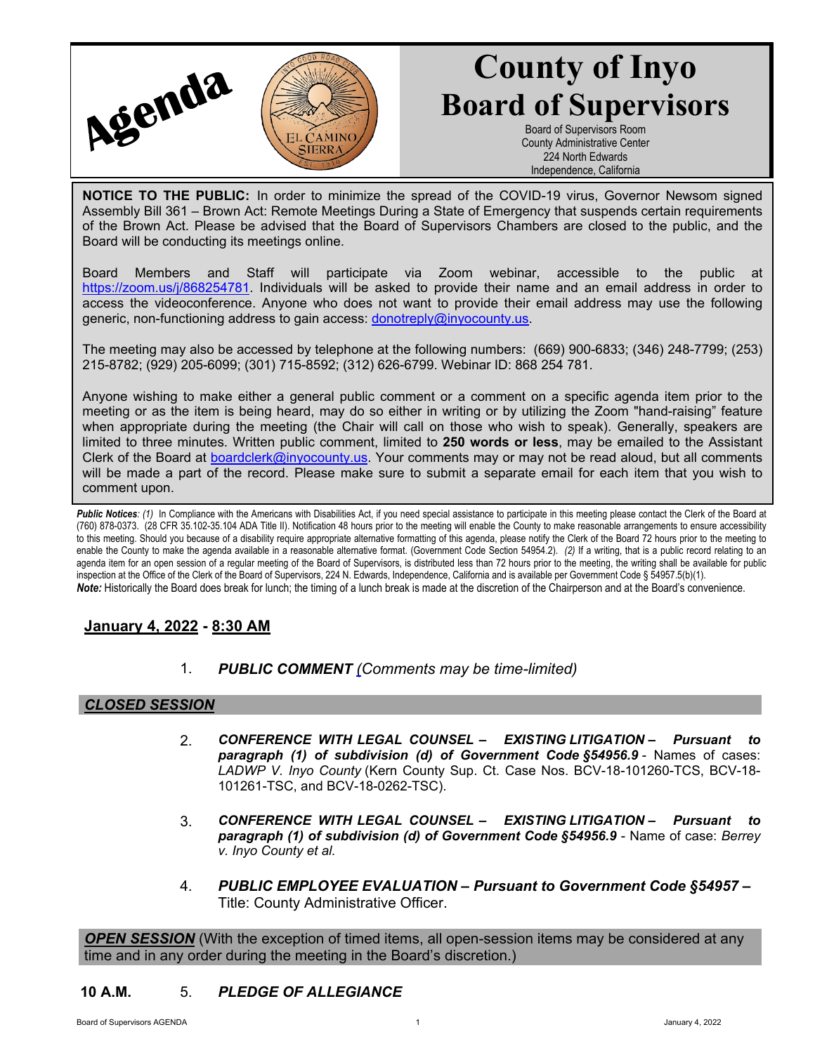# Agenda

# County of Inyo Board of Supervisors

Board of Supervisors Room
County Administrative Center
224 North Edwards
Independence, California

**NOTICE TO THE PUBLIC:** In order to minimize the spread of the COVID-19 virus, Governor Newsom signed Assembly Bill 361 – Brown Act: Remote Meetings During a State of Emergency that suspends certain requirements of the Brown Act. Please be advised that the Board of Supervisors Chambers are closed to the public, and the Board will be conducting its meetings online.

Board Members and Staff will participate via Zoom webinar, accessible to the public at https://zoom.us/j/868254781. Individuals will be asked to provide their name and an email address in order to access the videoconference. Anyone who does not want to provide their email address may use the following generic, non-functioning address to gain access: donotreply@inyocounty.us.

The meeting may also be accessed by telephone at the following numbers: (669) 900-6833; (346) 248-7799; (253) 215-8782; (929) 205-6099; (301) 715-8592; (312) 626-6799. Webinar ID: 868 254 781.

Anyone wishing to make either a general public comment or a comment on a specific agenda item prior to the meeting or as the item is being heard, may do so either in writing or by utilizing the Zoom "hand-raising" feature when appropriate during the meeting (the Chair will call on those who wish to speak). Generally, speakers are limited to three minutes. Written public comment, limited to **250 words or less**, may be emailed to the Assistant Clerk of the Board at boardclerk@inyocounty.us. Your comments may or may not be read aloud, but all comments will be made a part of the record. Please make sure to submit a separate email for each item that you wish to comment upon.

***Public Notices**: (1)* In Compliance with the Americans with Disabilities Act, if you need special assistance to participate in this meeting please contact the Clerk of the Board at (760) 878-0373. (28 CFR 35.102-35.104 ADA Title II). Notification 48 hours prior to the meeting will enable the County to make reasonable arrangements to ensure accessibility to this meeting. Should you because of a disability require appropriate alternative formatting of this agenda, please notify the Clerk of the Board 72 hours prior to the meeting to enable the County to make the agenda available in a reasonable alternative format. (Government Code Section 54954.2). *(2)* If a writing, that is a public record relating to an agenda item for an open session of a regular meeting of the Board of Supervisors, is distributed less than 72 hours prior to the meeting, the writing shall be available for public inspection at the Office of the Clerk of the Board of Supervisors, 224 N. Edwards, Independence, California and is available per Government Code § 54957.5(b)(1).
***Note:*** Historically the Board does break for lunch; the timing of a lunch break is made at the discretion of the Chairperson and at the Board's convenience.

## January 4, 2022 - 8:30 AM

1. ***PUBLIC COMMENT*** *(Comments may be time-limited)*

## *CLOSED SESSION*

2. ***CONFERENCE WITH LEGAL COUNSEL – EXISTING LITIGATION – Pursuant to paragraph (1) of subdivision (d) of Government Code §54956.9*** - Names of cases: *LADWP V. Inyo County* (Kern County Sup. Ct. Case Nos. BCV-18-101260-TCS, BCV-18-101261-TSC, and BCV-18-0262-TSC).

3. ***CONFERENCE WITH LEGAL COUNSEL – EXISTING LITIGATION – Pursuant to paragraph (1) of subdivision (d) of Government Code §54956.9*** - Name of case: *Berrey v. Inyo County et al.*

4. ***PUBLIC EMPLOYEE EVALUATION – Pursuant to Government Code §54957 –*** Title: County Administrative Officer.

## *OPEN SESSION* (With the exception of timed items, all open-session items may be considered at any time and in any order during the meeting in the Board's discretion.)

**10 A.M.** 5. ***PLEDGE OF ALLEGIANCE***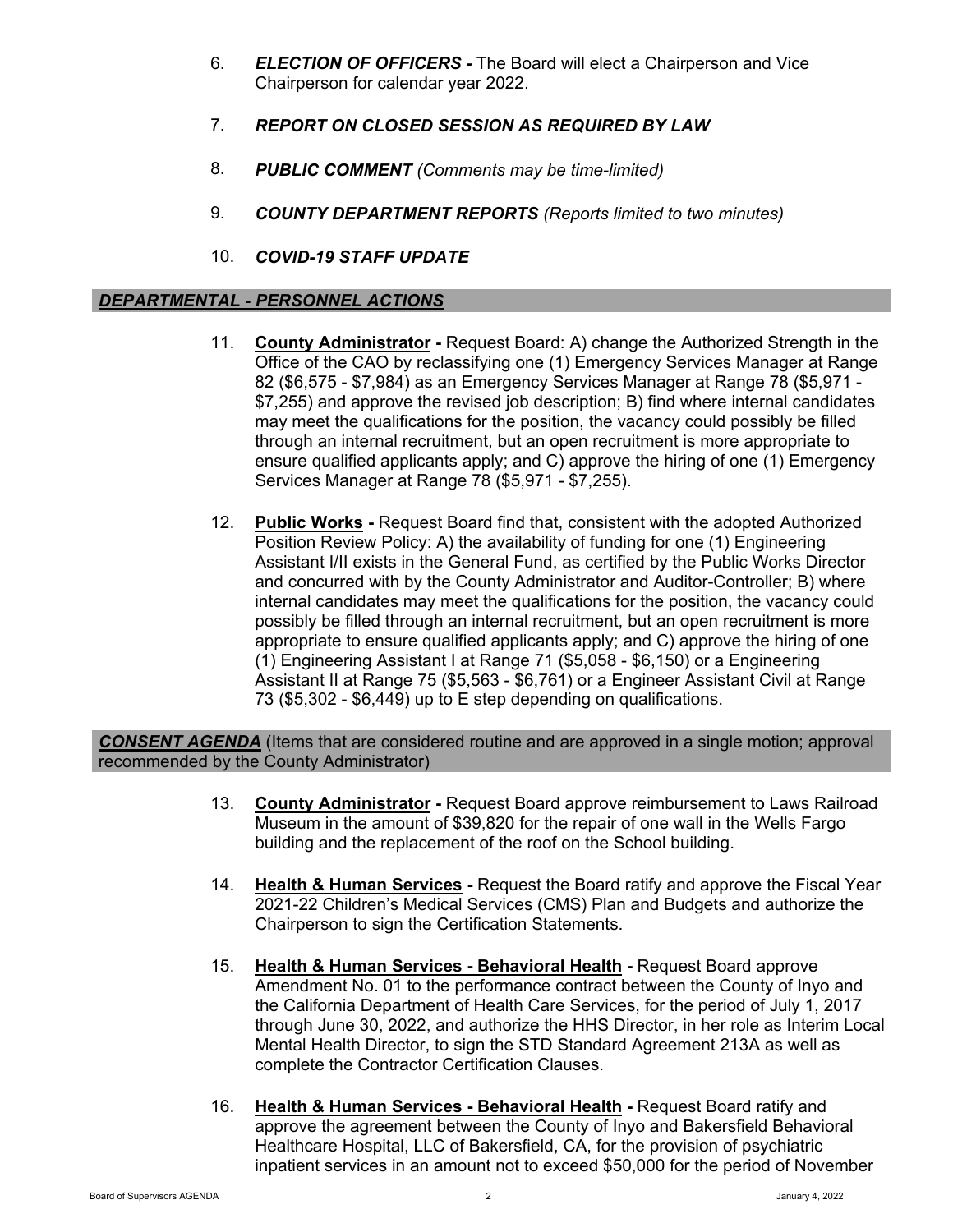6. ***ELECTION OF OFFICERS -*** The Board will elect a Chairperson and Vice Chairperson for calendar year 2022.

7. ***REPORT ON CLOSED SESSION AS REQUIRED BY LAW***

8. ***PUBLIC COMMENT*** *(Comments may be time-limited)*

9. ***COUNTY DEPARTMENT REPORTS*** *(Reports limited to two minutes)*

10. ***COVID-19 STAFF UPDATE***

## *DEPARTMENTAL - PERSONNEL ACTIONS*

11. **County Administrator -** Request Board: A) change the Authorized Strength in the Office of the CAO by reclassifying one (1) Emergency Services Manager at Range 82 ($6,575 - $7,984) as an Emergency Services Manager at Range 78 ($5,971 - $7,255) and approve the revised job description; B) find where internal candidates may meet the qualifications for the position, the vacancy could possibly be filled through an internal recruitment, but an open recruitment is more appropriate to ensure qualified applicants apply; and C) approve the hiring of one (1) Emergency Services Manager at Range 78 ($5,971 - $7,255).

12. **Public Works -** Request Board find that, consistent with the adopted Authorized Position Review Policy: A) the availability of funding for one (1) Engineering Assistant I/II exists in the General Fund, as certified by the Public Works Director and concurred with by the County Administrator and Auditor-Controller; B) where internal candidates may meet the qualifications for the position, the vacancy could possibly be filled through an internal recruitment, but an open recruitment is more appropriate to ensure qualified applicants apply; and C) approve the hiring of one (1) Engineering Assistant I at Range 71 ($5,058 - $6,150) or a Engineering Assistant II at Range 75 ($5,563 - $6,761) or a Engineer Assistant Civil at Range 73 ($5,302 - $6,449) up to E step depending on qualifications.

## *CONSENT AGENDA* (Items that are considered routine and are approved in a single motion; approval recommended by the County Administrator)

13. **County Administrator -** Request Board approve reimbursement to Laws Railroad Museum in the amount of $39,820 for the repair of one wall in the Wells Fargo building and the replacement of the roof on the School building.

14. **Health & Human Services -** Request the Board ratify and approve the Fiscal Year 2021-22 Children's Medical Services (CMS) Plan and Budgets and authorize the Chairperson to sign the Certification Statements.

15. **Health & Human Services - Behavioral Health -** Request Board approve Amendment No. 01 to the performance contract between the County of Inyo and the California Department of Health Care Services, for the period of July 1, 2017 through June 30, 2022, and authorize the HHS Director, in her role as Interim Local Mental Health Director, to sign the STD Standard Agreement 213A as well as complete the Contractor Certification Clauses.

16. **Health & Human Services - Behavioral Health -** Request Board ratify and approve the agreement between the County of Inyo and Bakersfield Behavioral Healthcare Hospital, LLC of Bakersfield, CA, for the provision of psychiatric inpatient services in an amount not to exceed $50,000 for the period of November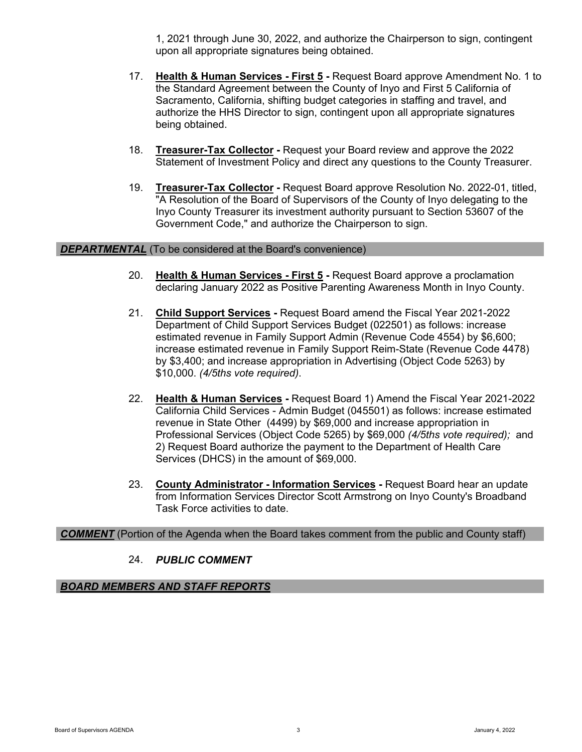1, 2021 through June 30, 2022, and authorize the Chairperson to sign, contingent upon all appropriate signatures being obtained.

17. **Health & Human Services - First 5 -** Request Board approve Amendment No. 1 to the Standard Agreement between the County of Inyo and First 5 California of Sacramento, California, shifting budget categories in staffing and travel, and authorize the HHS Director to sign, contingent upon all appropriate signatures being obtained.

18. **Treasurer-Tax Collector -** Request your Board review and approve the 2022 Statement of Investment Policy and direct any questions to the County Treasurer.

19. **Treasurer-Tax Collector -** Request Board approve Resolution No. 2022-01, titled, "A Resolution of the Board of Supervisors of the County of Inyo delegating to the Inyo County Treasurer its investment authority pursuant to Section 53607 of the Government Code," and authorize the Chairperson to sign.

## ***DEPARTMENTAL*** (To be considered at the Board's convenience)

20. **Health & Human Services - First 5 -** Request Board approve a proclamation declaring January 2022 as Positive Parenting Awareness Month in Inyo County.

21. **Child Support Services -** Request Board amend the Fiscal Year 2021-2022 Department of Child Support Services Budget (022501) as follows: increase estimated revenue in Family Support Admin (Revenue Code 4554) by $6,600; increase estimated revenue in Family Support Reim-State (Revenue Code 4478) by $3,400; and increase appropriation in Advertising (Object Code 5263) by $10,000. *(4/5ths vote required)*.

22. **Health & Human Services -** Request Board 1) Amend the Fiscal Year 2021-2022 California Child Services - Admin Budget (045501) as follows: increase estimated revenue in State Other (4499) by $69,000 and increase appropriation in Professional Services (Object Code 5265) by $69,000 *(4/5ths vote required);* and 2) Request Board authorize the payment to the Department of Health Care Services (DHCS) in the amount of $69,000.

23. **County Administrator - Information Services -** Request Board hear an update from Information Services Director Scott Armstrong on Inyo County's Broadband Task Force activities to date.

## ***COMMENT*** (Portion of the Agenda when the Board takes comment from the public and County staff)

24. ***PUBLIC COMMENT***

## ***BOARD MEMBERS AND STAFF REPORTS***